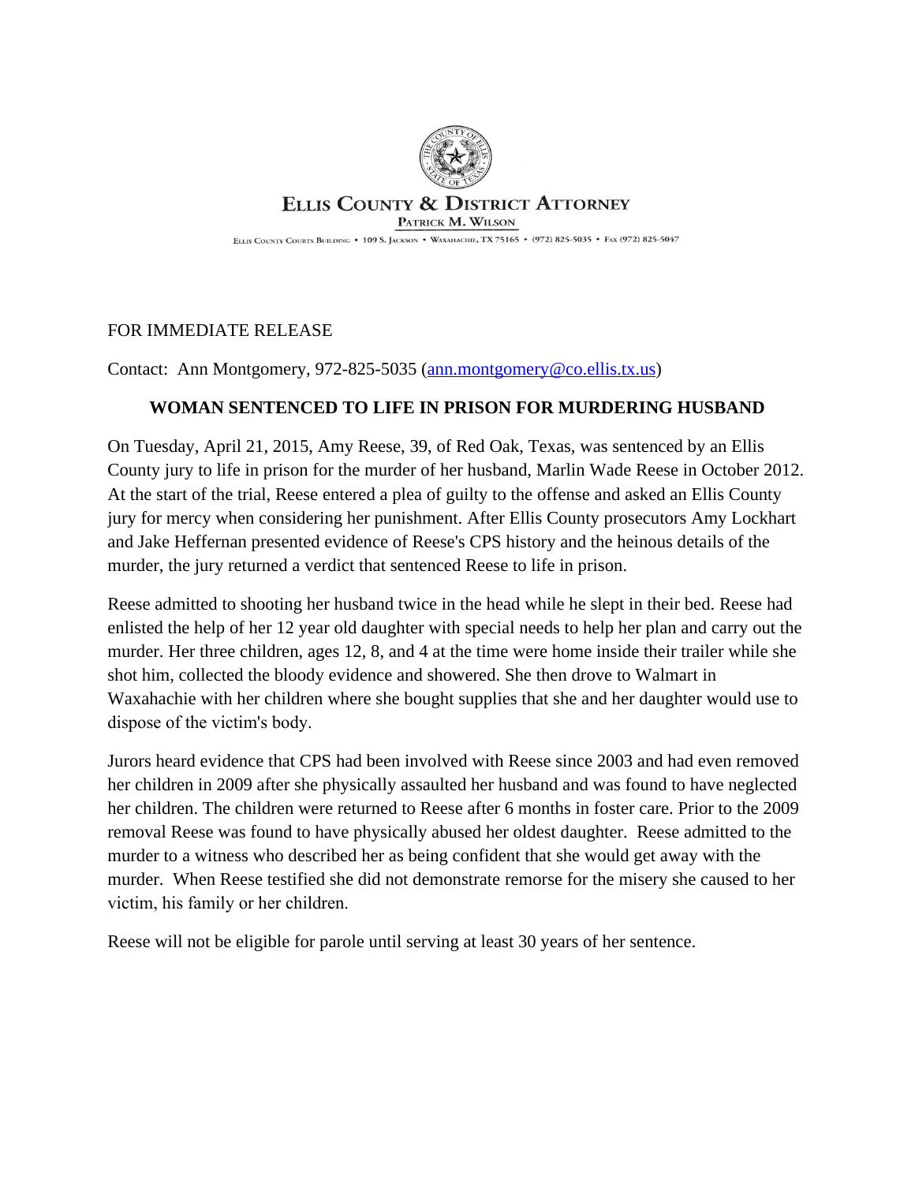**Ellis County & District Attorney**

Patrick M. Wilson

Ellis County Courts Building • 109 S. Jackson • Waxahachie, TX 75165 • (972) 825-5035 • Fax (972) 825-5047

FOR IMMEDIATE RELEASE

Contact: Ann Montgomery, 972-825-5035 (ann.montgomery@co.ellis.tx.us)

**WOMAN SENTENCED TO LIFE IN PRISON FOR MURDERING HUSBAND**

On Tuesday, April 21, 2015, Amy Reese, 39, of Red Oak, Texas, was sentenced by an Ellis County jury to life in prison for the murder of her husband, Marlin Wade Reese in October 2012. At the start of the trial, Reese entered a plea of guilty to the offense and asked an Ellis County jury for mercy when considering her punishment. After Ellis County prosecutors Amy Lockhart and Jake Heffernan presented evidence of Reese's CPS history and the heinous details of the murder, the jury returned a verdict that sentenced Reese to life in prison.

Reese admitted to shooting her husband twice in the head while he slept in their bed. Reese had enlisted the help of her 12 year old daughter with special needs to help her plan and carry out the murder. Her three children, ages 12, 8, and 4 at the time were home inside their trailer while she shot him, collected the bloody evidence and showered. She then drove to Walmart in Waxahachie with her children where she bought supplies that she and her daughter would use to dispose of the victim's body.

Jurors heard evidence that CPS had been involved with Reese since 2003 and had even removed her children in 2009 after she physically assaulted her husband and was found to have neglected her children. The children were returned to Reese after 6 months in foster care. Prior to the 2009 removal Reese was found to have physically abused her oldest daughter. Reese admitted to the murder to a witness who described her as being confident that she would get away with the murder. When Reese testified she did not demonstrate remorse for the misery she caused to her victim, his family or her children.

Reese will not be eligible for parole until serving at least 30 years of her sentence.